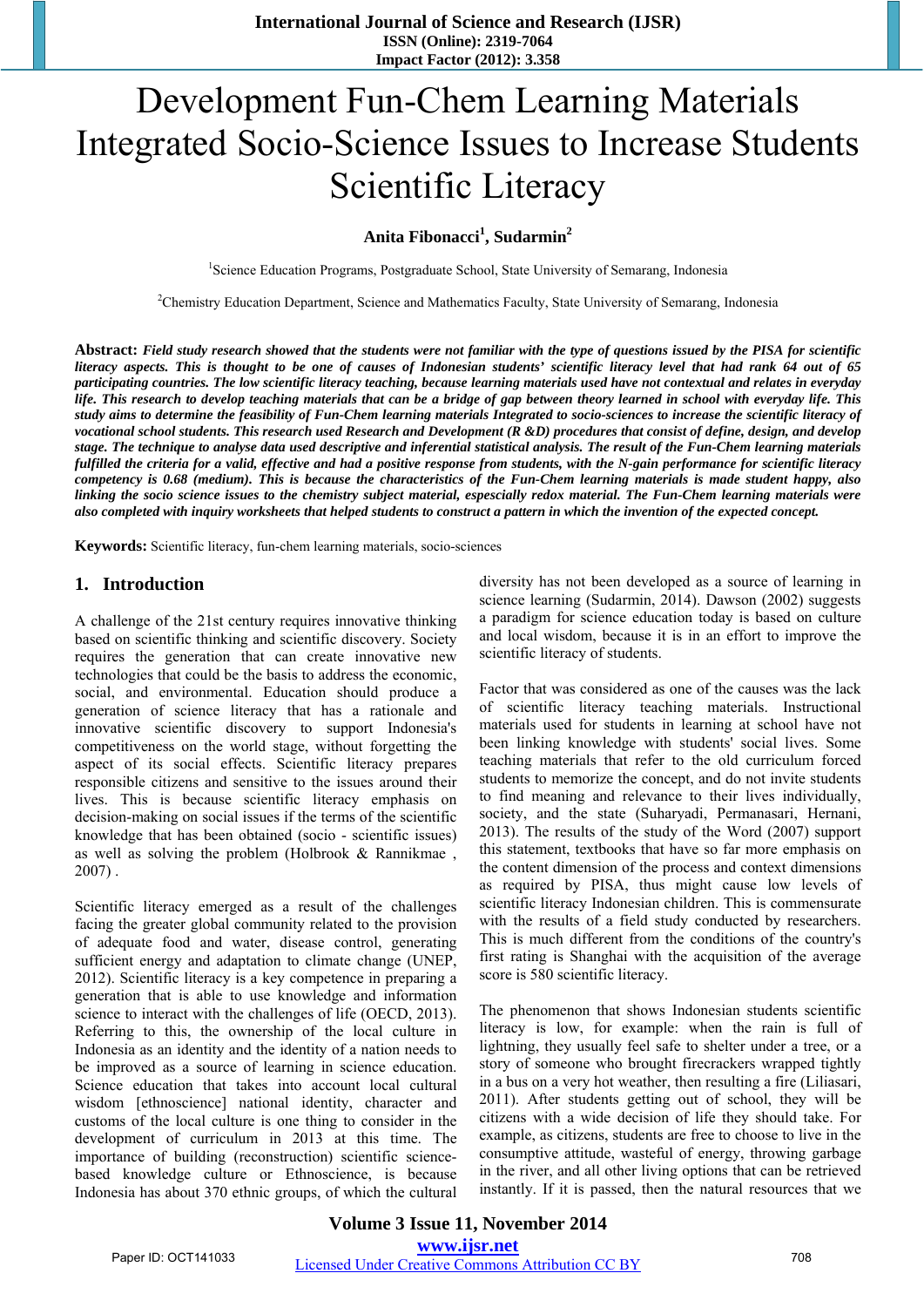# Development Fun-Chem Learning Materials Integrated Socio-Science Issues to Increase Students Scientific Literacy

**Anita Fibonacci[1], Sudarmin[2]**

[1]Science Education Programs, Postgraduate School, State University of Semarang, Indonesia

[2]Chemistry Education Department, Science and Mathematics Faculty, State University of Semarang, Indonesia

**Abstract:** ***Field study research showed that the students were not familiar with the type of questions issued by the PISA for scientific literacy aspects. This is thought to be one of causes of Indonesian students' scientific literacy level that had rank 64 out of 65 participating countries. The low scientific literacy teaching, because learning materials used have not contextual and relates in everyday life. This research to develop teaching materials that can be a bridge of gap between theory learned in school with everyday life. This study aims to determine the feasibility of Fun-Chem learning materials Integrated to socio-sciences to increase the scientific literacy of vocational school students. This research used Research and Development (R &D) procedures that consist of define, design, and develop stage. The technique to analyse data used descriptive and inferential statistical analysis. The result of the Fun-Chem learning materials fulfilled the criteria for a valid, effective and had a positive response from students, with the N-gain performance for scientific literacy competency is 0.68 (medium). This is because the characteristics of the Fun-Chem learning materials is made student happy, also linking the socio science issues to the chemistry subject material, espescially redox material. The Fun-Chem learning materials were also completed with inquiry worksheets that helped students to construct a pattern in which the invention of the expected concept.***

**Keywords:** Scientific literacy, fun-chem learning materials, socio-sciences

## 1. Introduction

A challenge of the 21st century requires innovative thinking based on scientific thinking and scientific discovery. Society requires the generation that can create innovative new technologies that could be the basis to address the economic, social, and environmental. Education should produce a generation of science literacy that has a rationale and innovative scientific discovery to support Indonesia's competitiveness on the world stage, without forgetting the aspect of its social effects. Scientific literacy prepares responsible citizens and sensitive to the issues around their lives. This is because scientific literacy emphasis on decision-making on social issues if the terms of the scientific knowledge that has been obtained (socio - scientific issues) as well as solving the problem (Holbrook & Rannikmae , 2007) .

Scientific literacy emerged as a result of the challenges facing the greater global community related to the provision of adequate food and water, disease control, generating sufficient energy and adaptation to climate change (UNEP, 2012). Scientific literacy is a key competence in preparing a generation that is able to use knowledge and information science to interact with the challenges of life (OECD, 2013). Referring to this, the ownership of the local culture in Indonesia as an identity and the identity of a nation needs to be improved as a source of learning in science education. Science education that takes into account local cultural wisdom [ethnoscience] national identity, character and customs of the local culture is one thing to consider in the development of curriculum in 2013 at this time. The importance of building (reconstruction) scientific science-based knowledge culture or Ethnoscience, is because Indonesia has about 370 ethnic groups, of which the cultural diversity has not been developed as a source of learning in science learning (Sudarmin, 2014). Dawson (2002) suggests a paradigm for science education today is based on culture and local wisdom, because it is in an effort to improve the scientific literacy of students.

Factor that was considered as one of the causes was the lack of scientific literacy teaching materials. Instructional materials used for students in learning at school have not been linking knowledge with students' social lives. Some teaching materials that refer to the old curriculum forced students to memorize the concept, and do not invite students to find meaning and relevance to their lives individually, society, and the state (Suharyadi, Permanasari, Hernani, 2013). The results of the study of the Word (2007) support this statement, textbooks that have so far more emphasis on the content dimension of the process and context dimensions as required by PISA, thus might cause low levels of scientific literacy Indonesian children. This is commensurate with the results of a field study conducted by researchers. This is much different from the conditions of the country's first rating is Shanghai with the acquisition of the average score is 580 scientific literacy.

The phenomenon that shows Indonesian students scientific literacy is low, for example: when the rain is full of lightning, they usually feel safe to shelter under a tree, or a story of someone who brought firecrackers wrapped tightly in a bus on a very hot weather, then resulting a fire (Liliasari, 2011). After students getting out of school, they will be citizens with a wide decision of life they should take. For example, as citizens, students are free to choose to live in the consumptive attitude, wasteful of energy, throwing garbage in the river, and all other living options that can be retrieved instantly. If it is passed, then the natural resources that we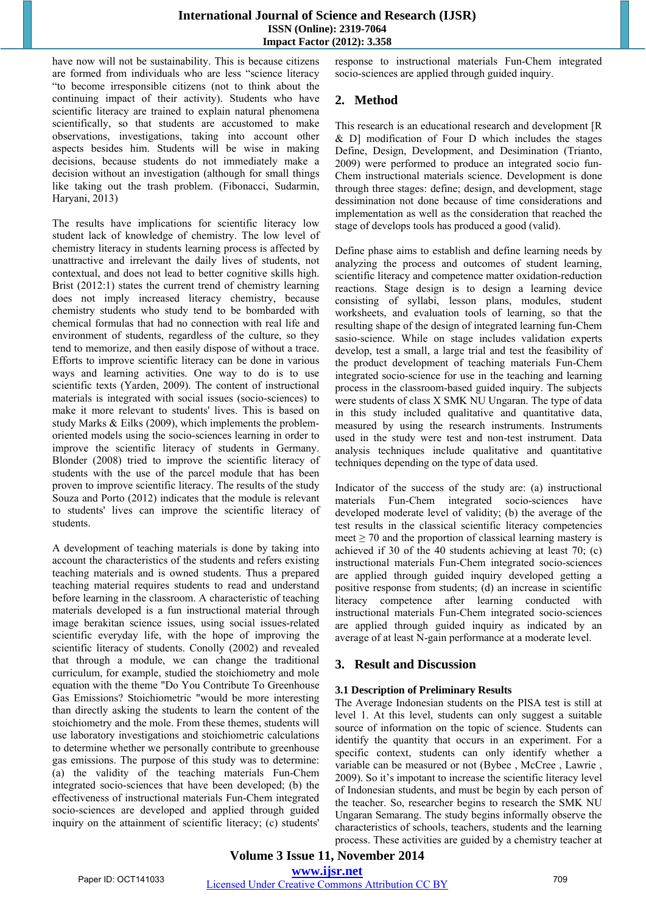have now will not be sustainability. This is because citizens are formed from individuals who are less "science literacy "to become irresponsible citizens (not to think about the continuing impact of their activity). Students who have scientific literacy are trained to explain natural phenomena scientifically, so that students are accustomed to make observations, investigations, taking into account other aspects besides him. Students will be wise in making decisions, because students do not immediately make a decision without an investigation (although for small things like taking out the trash problem. (Fibonacci, Sudarmin, Haryani, 2013)

The results have implications for scientific literacy low student lack of knowledge of chemistry. The low level of chemistry literacy in students learning process is affected by unattractive and irrelevant the daily lives of students, not contextual, and does not lead to better cognitive skills high. Brist (2012:1) states the current trend of chemistry learning does not imply increased literacy chemistry, because chemistry students who study tend to be bombarded with chemical formulas that had no connection with real life and environment of students, regardless of the culture, so they tend to memorize, and then easily dispose of without a trace. Efforts to improve scientific literacy can be done in various ways and learning activities. One way to do is to use scientific texts (Yarden, 2009). The content of instructional materials is integrated with social issues (socio-sciences) to make it more relevant to students' lives. This is based on study Marks & Eilks (2009), which implements the problem-oriented models using the socio-sciences learning in order to improve the scientific literacy of students in Germany. Blonder (2008) tried to improve the scientific literacy of students with the use of the parcel module that has been proven to improve scientific literacy. The results of the study Souza and Porto (2012) indicates that the module is relevant to students' lives can improve the scientific literacy of students.

A development of teaching materials is done by taking into account the characteristics of the students and refers existing teaching materials and is owned students. Thus a prepared teaching material requires students to read and understand before learning in the classroom. A characteristic of teaching materials developed is a fun instructional material through image berakitan science issues, using social issues-related scientific everyday life, with the hope of improving the scientific literacy of students. Conolly (2002) and revealed that through a module, we can change the traditional curriculum, for example, studied the stoichiometry and mole equation with the theme "Do You Contribute To Greenhouse Gas Emissions? Stoichiometric "would be more interesting than directly asking the students to learn the content of the stoichiometry and the mole. From these themes, students will use laboratory investigations and stoichiometric calculations to determine whether we personally contribute to greenhouse gas emissions. The purpose of this study was to determine: (a) the validity of the teaching materials Fun-Chem integrated socio-sciences that have been developed; (b) the effectiveness of instructional materials Fun-Chem integrated socio-sciences are developed and applied through guided inquiry on the attainment of scientific literacy; (c) students' response to instructional materials Fun-Chem integrated socio-sciences are applied through guided inquiry.

## 2. Method

This research is an educational research and development [R & D] modification of Four D which includes the stages Define, Design, Development, and Desimination (Trianto, 2009) were performed to produce an integrated socio fun-Chem instructional materials science. Development is done through three stages: define; design, and development, stage dessimination not done because of time considerations and implementation as well as the consideration that reached the stage of develops tools has produced a good (valid).

Define phase aims to establish and define learning needs by analyzing the process and outcomes of student learning, scientific literacy and competence matter oxidation-reduction reactions. Stage design is to design a learning device consisting of syllabi, lesson plans, modules, student worksheets, and evaluation tools of learning, so that the resulting shape of the design of integrated learning fun-Chem sasio-science. While on stage includes validation experts develop, test a small, a large trial and test the feasibility of the product development of teaching materials Fun-Chem integrated socio-science for use in the teaching and learning process in the classroom-based guided inquiry. The subjects were students of class X SMK NU Ungaran. The type of data in this study included qualitative and quantitative data, measured by using the research instruments. Instruments used in the study were test and non-test instrument. Data analysis techniques include qualitative and quantitative techniques depending on the type of data used.

Indicator of the success of the study are: (a) instructional materials Fun-Chem integrated socio-sciences have developed moderate level of validity; (b) the average of the test results in the classical scientific literacy competencies meet ≥ 70 and the proportion of classical learning mastery is achieved if 30 of the 40 students achieving at least 70; (c) instructional materials Fun-Chem integrated socio-sciences are applied through guided inquiry developed getting a positive response from students; (d) an increase in scientific literacy competence after learning conducted with instructional materials Fun-Chem integrated socio-sciences are applied through guided inquiry as indicated by an average of at least N-gain performance at a moderate level.

## 3. Result and Discussion

### 3.1 Description of Preliminary Results

The Average Indonesian students on the PISA test is still at level 1. At this level, students can only suggest a suitable source of information on the topic of science. Students can identify the quantity that occurs in an experiment. For a specific context, students can only identify whether a variable can be measured or not (Bybee , McCree , Lawrie , 2009). So it's impotant to increase the scientific literacy level of Indonesian students, and must be begin by each person of the teacher. So, researcher begins to research the SMK NU Ungaran Semarang. The study begins informally observe the characteristics of schools, teachers, students and the learning process. These activities are guided by a chemistry teacher at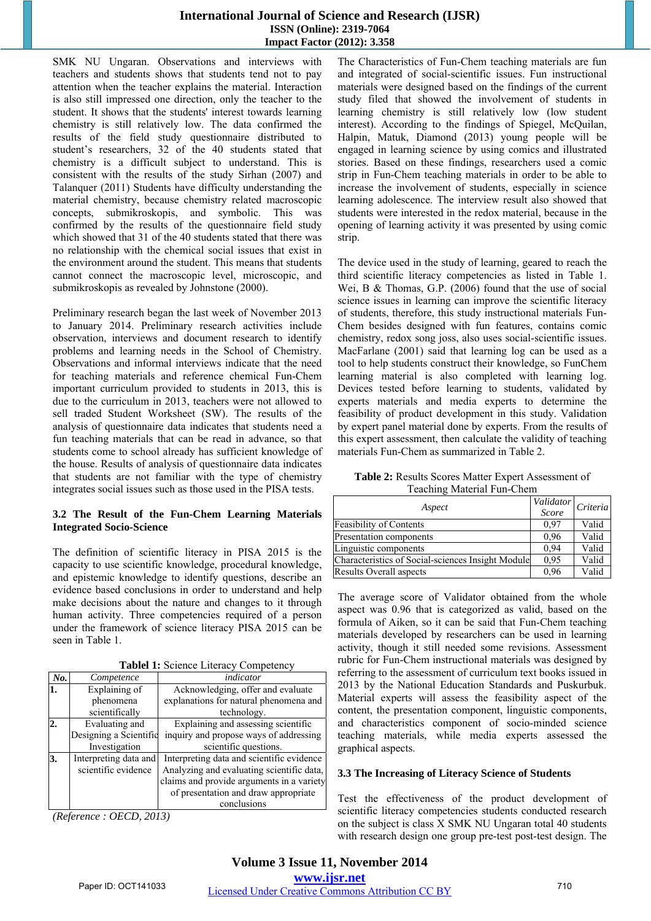SMK NU Ungaran. Observations and interviews with teachers and students shows that students tend not to pay attention when the teacher explains the material. Interaction is also still impressed one direction, only the teacher to the student. It shows that the students' interest towards learning chemistry is still relatively low. The data confirmed the results of the field study questionnaire distributed to student's researchers, 32 of the 40 students stated that chemistry is a difficult subject to understand. This is consistent with the results of the study Sirhan (2007) and Talanquer (2011) Students have difficulty understanding the material chemistry, because chemistry related macroscopic concepts, submikroskopis, and symbolic. This was confirmed by the results of the questionnaire field study which showed that 31 of the 40 students stated that there was no relationship with the chemical social issues that exist in the environment around the student. This means that students cannot connect the macroscopic level, microscopic, and submikroskopis as revealed by Johnstone (2000).

Preliminary research began the last week of November 2013 to January 2014. Preliminary research activities include observation, interviews and document research to identify problems and learning needs in the School of Chemistry. Observations and informal interviews indicate that the need for teaching materials and reference chemical Fun-Chem important curriculum provided to students in 2013, this is due to the curriculum in 2013, teachers were not allowed to sell traded Student Worksheet (SW). The results of the analysis of questionnaire data indicates that students need a fun teaching materials that can be read in advance, so that students come to school already has sufficient knowledge of the house. Results of analysis of questionnaire data indicates that students are not familiar with the type of chemistry integrates social issues such as those used in the PISA tests.

### 3.2 The Result of the Fun-Chem Learning Materials Integrated Socio-Science

The definition of scientific literacy in PISA 2015 is the capacity to use scientific knowledge, procedural knowledge, and epistemic knowledge to identify questions, describe an evidence based conclusions in order to understand and help make decisions about the nature and changes to it through human activity. Three competencies required of a person under the framework of science literacy PISA 2015 can be seen in Table 1.

**Tablel 1:** Science Literacy Competency

| *No.* | *Competence* | *indicator* |
|---|---|---|
| **1.** | Explaining of phenomena scientifically | Acknowledging, offer and evaluate explanations for natural phenomena and technology. |
| **2.** | Evaluating and Designing a Scientific Investigation | Explaining and assessing scientific inquiry and propose ways of addressing scientific questions. |
| **3.** | Interpreting data and scientific evidence | Interpreting data and scientific evidence Analyzing and evaluating scientific data, claims and provide arguments in a variety of presentation and draw appropriate conclusions |

*(Reference : OECD, 2013)*

The Characteristics of Fun-Chem teaching materials are fun and integrated of social-scientific issues. Fun instructional materials were designed based on the findings of the current study filed that showed the involvement of students in learning chemistry is still relatively low (low student interest). According to the findings of Spiegel, McQuilan, Halpin, Matuk, Diamond (2013) young people will be engaged in learning science by using comics and illustrated stories. Based on these findings, researchers used a comic strip in Fun-Chem teaching materials in order to be able to increase the involvement of students, especially in science learning adolescence. The interview result also showed that students were interested in the redox material, because in the opening of learning activity it was presented by using comic strip.

The device used in the study of learning, geared to reach the third scientific literacy competencies as listed in Table 1. Wei, B & Thomas, G.P. (2006) found that the use of social science issues in learning can improve the scientific literacy of students, therefore, this study instructional materials Fun-Chem besides designed with fun features, contains comic chemistry, redox song joss, also uses social-scientific issues. MacFarlane (2001) said that learning log can be used as a tool to help students construct their knowledge, so FunChem learning material is also completed with learning log. Devices tested before learning to students, validated by experts materials and media experts to determine the feasibility of product development in this study. Validation by expert panel material done by experts. From the results of this expert assessment, then calculate the validity of teaching materials Fun-Chem as summarized in Table 2.

**Table 2:** Results Scores Matter Expert Assessment of Teaching Material Fun-Chem

| *Aspect* | *Validator Score* | *Criteria* |
|---|---|---|
| Feasibility of Contents | 0,97 | Valid |
| Presentation components | 0,96 | Valid |
| Linguistic components | 0,94 | Valid |
| Characteristics of Social-sciences Insight Module | 0,95 | Valid |
| Results Overall aspects | 0,96 | Valid |

The average score of Validator obtained from the whole aspect was 0.96 that is categorized as valid, based on the formula of Aiken, so it can be said that Fun-Chem teaching materials developed by researchers can be used in learning activity, though it still needed some revisions. Assessment rubric for Fun-Chem instructional materials was designed by referring to the assessment of curriculum text books issued in 2013 by the National Education Standards and Puskurbuk. Material experts will assess the feasibility aspect of the content, the presentation component, linguistic components, and characteristics component of socio-minded science teaching materials, while media experts assessed the graphical aspects.

### 3.3 The Increasing of Literacy Science of Students

Test the effectiveness of the product development of scientific literacy competencies students conducted research on the subject is class X SMK NU Ungaran total 40 students with research design one group pre-test post-test design. The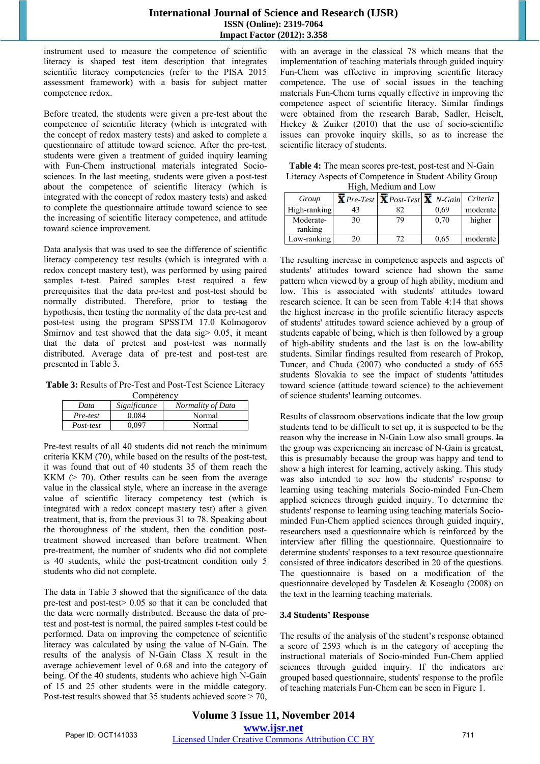instrument used to measure the competence of scientific literacy is shaped test item description that integrates scientific literacy competencies (refer to the PISA 2015 assessment framework) with a basis for subject matter competence redox.

Before treated, the students were given a pre-test about the competence of scientific literacy (which is integrated with the concept of redox mastery tests) and asked to complete a questionnaire of attitude toward science. After the pre-test, students were given a treatment of guided inquiry learning with Fun-Chem instructional materials integrated Socio-sciences. In the last meeting, students were given a post-test about the competence of scientific literacy (which is integrated with the concept of redox mastery tests) and asked to complete the questionnaire attitude toward science to see the increasing of scientific literacy competence, and attitude toward science improvement.

Data analysis that was used to see the difference of scientific literacy competency test results (which is integrated with a redox concept mastery test), was performed by using paired samples t-test. Paired samples t-test required a few prerequisites that the data pre-test and post-test should be normally distributed. Therefore, prior to testing the hypothesis, then testing the normality of the data pre-test and post-test using the program SPSSTM 17.0 Kolmogorov Smirnov and test showed that the data sig> 0.05, it meant that the data of pretest and post-test was normally distributed. Average data of pre-test and post-test are presented in Table 3.

**Table 3:** Results of Pre-Test and Post-Test Science Literacy Competency

| *Data* | *Significance* | *Normality of Data* |
|---|---|---|
| *Pre-test* | 0,084 | Normal |
| *Post-test* | 0,097 | Normal |

Pre-test results of all 40 students did not reach the minimum criteria KKM (70), while based on the results of the post-test, it was found that out of 40 students 35 of them reach the KKM (> 70). Other results can be seen from the average value in the classical style, where an increase in the average value of scientific literacy competency test (which is integrated with a redox concept mastery test) after a given treatment, that is, from the previous 31 to 78. Speaking about the thoroughness of the student, then the condition post-treatment showed increased than before treatment. When pre-treatment, the number of students who did not complete is 40 students, while the post-treatment condition only 5 students who did not complete.

The data in Table 3 showed that the significance of the data pre-test and post-test> 0.05 so that it can be concluded that the data were normally distributed. Because the data of pre-test and post-test is normal, the paired samples t-test could be performed. Data on improving the competence of scientific literacy was calculated by using the value of N-Gain. The results of the analysis of N-Gain Class X result in the average achievement level of 0.68 and into the category of being. Of the 40 students, students who achieve high N-Gain of 15 and 25 other students were in the middle category. Post-test results showed that 35 students achieved score > 70, with an average in the classical 78 which means that the implementation of teaching materials through guided inquiry Fun-Chem was effective in improving scientific literacy competence. The use of social issues in the teaching materials Fun-Chem turns equally effective in improving the competence aspect of scientific literacy. Similar findings were obtained from the research Barab, Sadler, Heiselt, Hickey & Zuiker (2010) that the use of socio-scientific issues can provoke inquiry skills, so as to increase the scientific literacy of students.

**Table 4:** The mean scores pre-test, post-test and N-Gain Literacy Aspects of Competence in Student Ability Group High, Medium and Low

| *Group* | $\bar{X}$ *Pre-Test* | $\bar{X}$ *Post-Test* | $\bar{X}$ *N-Gain* | *Criteria* |
|---|---|---|---|---|
| High-ranking | 43 | 82 | 0,69 | moderate |
| Moderate-ranking | 30 | 79 | 0,70 | higher |
| Low-ranking | 20 | 72 | 0,65 | moderate |

The resulting increase in competence aspects and aspects of students' attitudes toward science had shown the same pattern when viewed by a group of high ability, medium and low. This is associated with students' attitudes toward research science. It can be seen from Table 4:14 that shows the highest increase in the profile scientific literacy aspects of students' attitudes toward science achieved by a group of students capable of being, which is followed by a group of high-ability students and the last is on the low-ability students. Similar findings resulted from research of Prokop, Tuncer, and Chuda (2007) who conducted a study of 655 students Slovakia to see the impact of students 'attitudes toward science (attitude toward science) to the achievement of science students' learning outcomes.

Results of classroom observations indicate that the low group students tend to be difficult to set up, it is suspected to be the reason why the increase in N-Gain Low also small groups. ~~In~~ the group was experiencing an increase of N-Gain is greatest, this is presumably because the group was happy and tend to show a high interest for learning, actively asking. This study was also intended to see how the students' response to learning using teaching materials Socio-minded Fun-Chem applied sciences through guided inquiry. To determine the students' response to learning using teaching materials Socio-minded Fun-Chem applied sciences through guided inquiry, researchers used a questionnaire which is reinforced by the interview after filling the questionnaire. Questionnaire to determine students' responses to a text resource questionnaire consisted of three indicators described in 20 of the questions. The questionnaire is based on a modification of the questionnaire developed by Tasdelen & Koseaglu (2008) on the text in the learning teaching materials.

### 3.4 Students' Response

The results of the analysis of the student's response obtained a score of 2593 which is in the category of accepting the instructional materials of Socio-minded Fun-Chem applied sciences through guided inquiry. If the indicators are grouped based questionnaire, students' response to the profile of teaching materials Fun-Chem can be seen in Figure 1.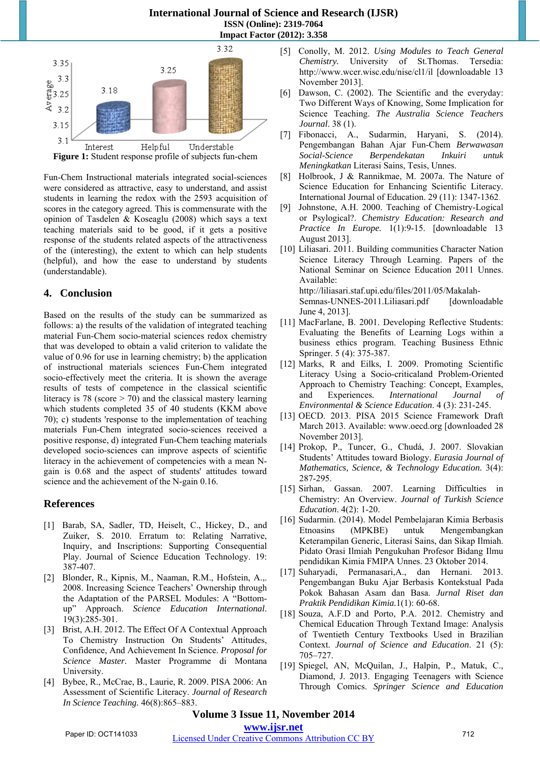Figure 1: Student response profile of subjects fun-chem

Fun-Chem Instructional materials integrated social-sciences were considered as attractive, easy to understand, and assist students in learning the redox with the 2593 acquisition of scores in the category agreed. This is commensurate with the opinion of Tasdelen & Koseaglu (2008) which says a text teaching materials said to be good, if it gets a positive response of the students related aspects of the attractiveness of the (interesting), the extent to which can help students (helpful), and how the ease to understand by students (understandable).

## 4. Conclusion

Based on the results of the study can be summarized as follows: a) the results of the validation of integrated teaching material Fun-Chem socio-material sciences redox chemistry that was developed to obtain a valid criterion to validate the value of 0.96 for use in learning chemistry; b) the application of instructional materials sciences Fun-Chem integrated socio-effectively meet the criteria. It is shown the average results of tests of competence in the classical scientific literacy is 78 (score > 70) and the classical mastery learning which students completed 35 of 40 students (KKM above 70); c) students 'response to the implementation of teaching materials Fun-Chem integrated socio-sciences received a positive response, d) integrated Fun-Chem teaching materials developed socio-sciences can improve aspects of scientific literacy in the achievement of competencies with a mean N-gain is 0.68 and the aspect of students' attitudes toward science and the achievement of the N-gain 0.16.

## References

[1] Barab, SA, Sadler, TD, Heiselt, C., Hickey, D., and Zuiker, S. 2010. Erratum to: Relating Narrative, Inquiry, and Inscriptions: Supporting Consequential Play. Journal of Science Education Technology. 19: 387-407.

[2] Blonder, R., Kipnis, M., Naaman, R.M., Hofstein, A.,. 2008. Increasing Science Teachers' Ownership through the Adaptation of the PARSEL Modules: A "Bottom-up" Approach. *Science Education International*. 19(3):285-301.

[3] Brist, A.H. 2012. The Effect Of A Contextual Approach To Chemistry Instruction On Students' Attitudes, Confidence, And Achievement In Science. *Proposal for Science Master*. Master Programme di Montana University.

[4] Bybee, R., McCrae, B., Laurie, R. 2009. PISA 2006: An Assessment of Scientific Literacy. *Journal of Research In Science Teaching.* 46(8):865–883.

[5] Conolly, M. 2012. *Using Modules to Teach General Chemistry*. University of St.Thomas. Tersedia: http://www.wcer.wisc.edu/nise/cl1/il [downloadable 13 November 2013].

[6] Dawson, C. (2002). The Scientific and the everyday: Two Different Ways of Knowing, Some Implication for Science Teaching. *The Australia Science Teachers Journal*. 38 (1).

[7] Fibonacci, A., Sudarmin, Haryani, S. (2014). Pengembangan Bahan Ajar Fun-Chem *Berwawasan Social-Science Berpendekatan Inkuiri untuk Meningkatkan* Literasi Sains, Tesis, Unnes.

[8] Holbrook, J & Rannikmae, M. 2007a. The Nature of Science Education for Enhancing Scientific Literacy. International Journal of Education. 29 (11): 1347-1362.

[9] Johnstone, A.H. 2000. Teaching of Chemistry-Logical or Psylogical?. *Chemistry Education: Research and Practice In Europe.* 1(1):9-15. [downloadable 13 August 2013].

[10] Liliasari. 2011. Building communities Character Nation Science Literacy Through Learning. Papers of the National Seminar on Science Education 2011 Unnes. Available: http://liliasari.staf.upi.edu/files/2011/05/Makalah-Semnas-UNNES-2011.Liliasari.pdf [downloadable June 4, 2013].

[11] MacFarlane, B. 2001. Developing Reflective Students: Evaluating the Benefits of Learning Logs within a business ethics program. Teaching Business Ethnic Springer. 5 (4): 375-387.

[12] Marks, R and Eilks, I. 2009. Promoting Scientific Literacy Using a Socio-criticaland Problem-Oriented Approach to Chemistry Teaching: Concept, Examples, and Experiences. *International Journal of Environmental & Science Education*. 4 (3): 231-245.

[13] OECD. 2013. PISA 2015 Science Framework Draft March 2013. Available: www.oecd.org [downloaded 28 November 2013].

[14] Prokop, P., Tuncer, G., Chudá, J. 2007. Slovakian Students' Attitudes toward Biology. *Eurasia Journal of Mathematics, Science, & Technology Education.* 3(4): 287-295.

[15] Sirhan, Gassan. 2007. Learning Difficulties in Chemistry: An Overview. *Journal of Turkish Science Education*. 4(2): 1-20.

[16] Sudarmin. (2014). Model Pembelajaran Kimia Berbasis Etnoasins (MPKBE) untuk Mengembangkan Keterampilan Generic, Literasi Sains, dan Sikap Ilmiah. Pidato Orasi Ilmiah Pengukuhan Profesor Bidang Ilmu pendidikan Kimia FMIPA Unnes. 23 Oktober 2014.

[17] Suharyadi, Permanasari,A., dan Hernani. 2013. Pengembangan Buku Ajar Berbasis Kontekstual Pada Pokok Bahasan Asam dan Basa. *Jurnal Riset dan Praktik Pendidikan Kimia.*1(1): 60-68.

[18] Souza, A.F.D and Porto, P.A. 2012. Chemistry and Chemical Education Through Textand Image: Analysis of Twentieth Century Textbooks Used in Brazilian Context. *Journal of Science and Education*. 21 (5): 705–727.

[19] Spiegel, AN, McQuilan, J., Halpin, P., Matuk, C., Diamond, J. 2013. Engaging Teenagers with Science Through Comics. *Springer Science and Education*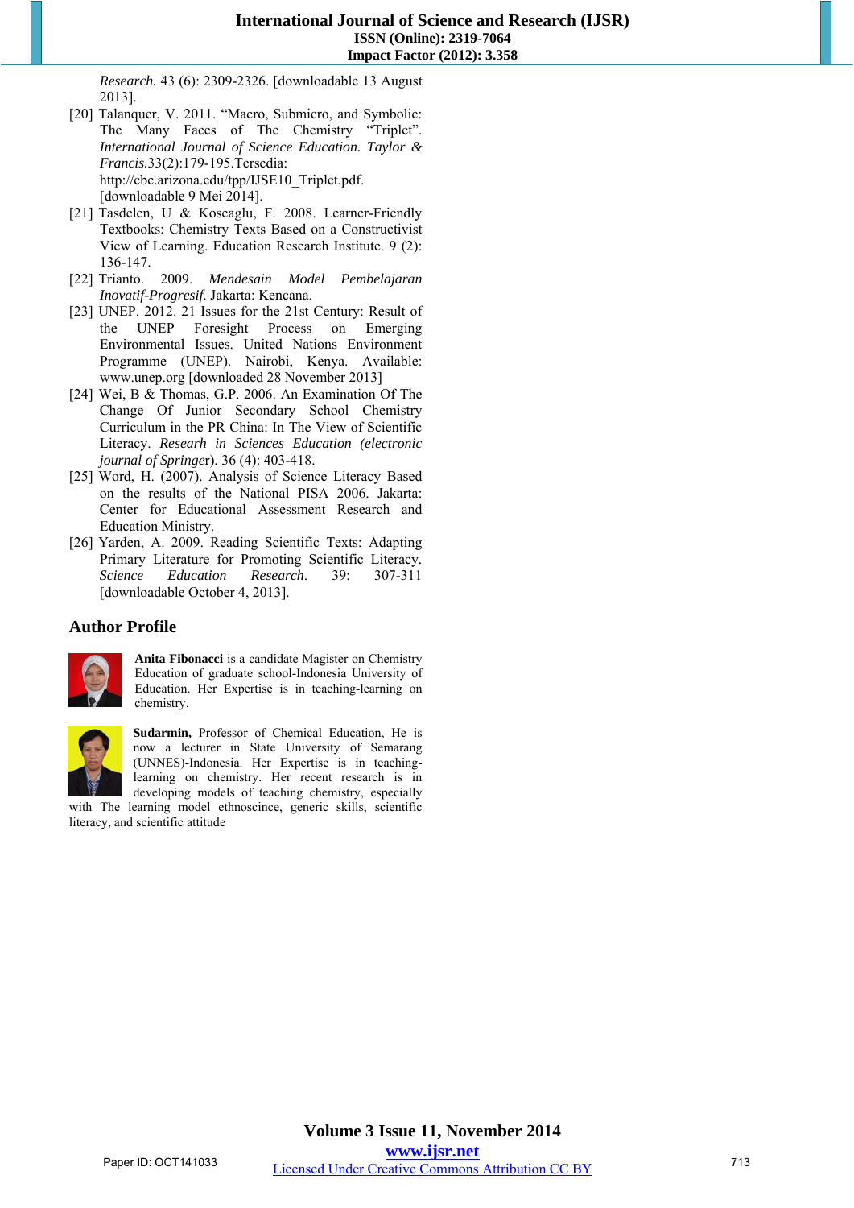*Research.* 43 (6): 2309-2326. [downloadable 13 August 2013].

[20] Talanquer, V. 2011. "Macro, Submicro, and Symbolic: The Many Faces of The Chemistry "Triplet". *International Journal of Science Education. Taylor & Francis.*33(2):179-195.Tersedia: http://cbc.arizona.edu/tpp/IJSE10_Triplet.pdf. [downloadable 9 Mei 2014].

[21] Tasdelen, U & Koseaglu, F. 2008. Learner-Friendly Textbooks: Chemistry Texts Based on a Constructivist View of Learning. Education Research Institute. 9 (2): 136-147.

[22] Trianto. 2009. *Mendesain Model Pembelajaran Inovatif-Progresif.* Jakarta: Kencana.

[23] UNEP. 2012. 21 Issues for the 21st Century: Result of the UNEP Foresight Process on Emerging Environmental Issues. United Nations Environment Programme (UNEP). Nairobi, Kenya. Available: www.unep.org [downloaded 28 November 2013]

[24] Wei, B & Thomas, G.P. 2006. An Examination Of The Change Of Junior Secondary School Chemistry Curriculum in the PR China: In The View of Scientific Literacy. *Research in Sciences Education (electronic journal of Springer*). 36 (4): 403-418.

[25] Word, H. (2007). Analysis of Science Literacy Based on the results of the National PISA 2006. Jakarta: Center for Educational Assessment Research and Education Ministry.

[26] Yarden, A. 2009. Reading Scientific Texts: Adapting Primary Literature for Promoting Scientific Literacy. *Science Education Research.* 39: 307-311 [downloadable October 4, 2013].

## Author Profile

**Anita Fibonacci** is a candidate Magister on Chemistry Education of graduate school-Indonesia University of Education. Her Expertise is in teaching-learning on chemistry.

**Sudarmin,** Professor of Chemical Education, He is now a lecturer in State University of Semarang (UNNES)-Indonesia. Her Expertise is in teaching-learning on chemistry. Her recent research is in developing models of teaching chemistry, especially with The learning model ethnoscince, generic skills, scientific literacy, and scientific attitude